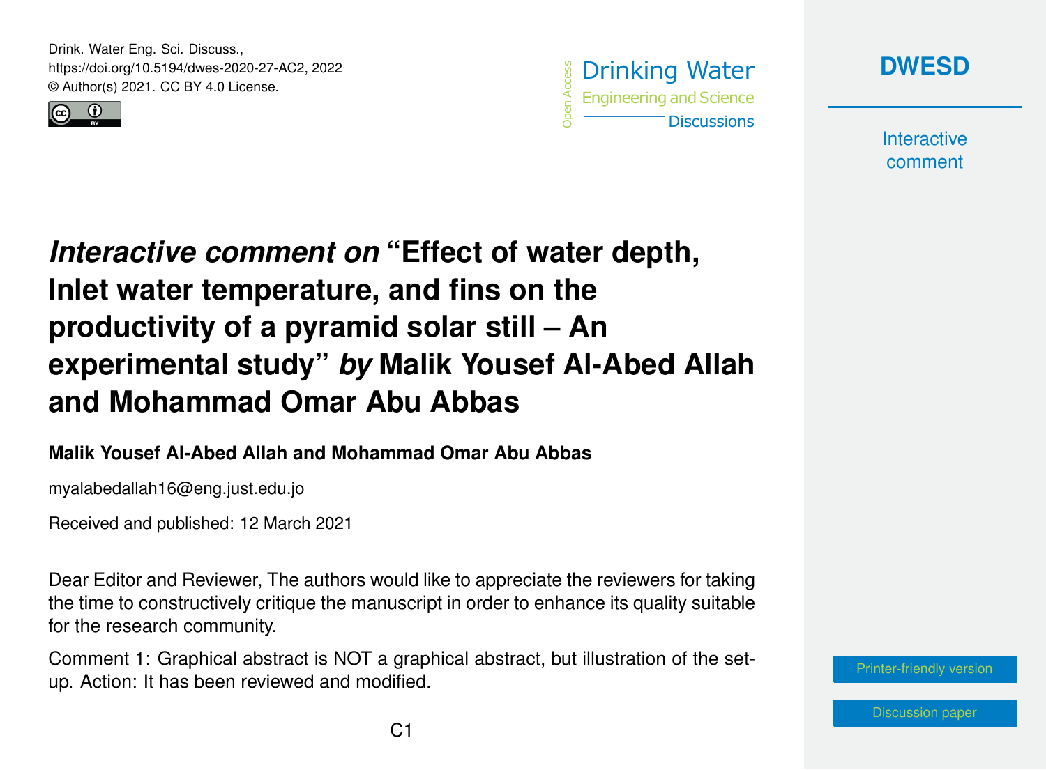# *Interactive comment on* "Effect of water depth, Inlet water temperature, and fins on the productivity of a pyramid solar still – An experimental study" *by* Malik Yousef Al-Abed Allah and Mohammad Omar Abu Abbas

**Malik Yousef Al-Abed Allah and Mohammad Omar Abu Abbas**

myalabedallah16@eng.just.edu.jo

Received and published: 12 March 2021

Dear Editor and Reviewer, The authors would like to appreciate the reviewers for taking the time to constructively critique the manuscript in order to enhance its quality suitable for the research community.

Comment 1: Graphical abstract is NOT a graphical abstract, but illustration of the set-up. Action: It has been reviewed and modified.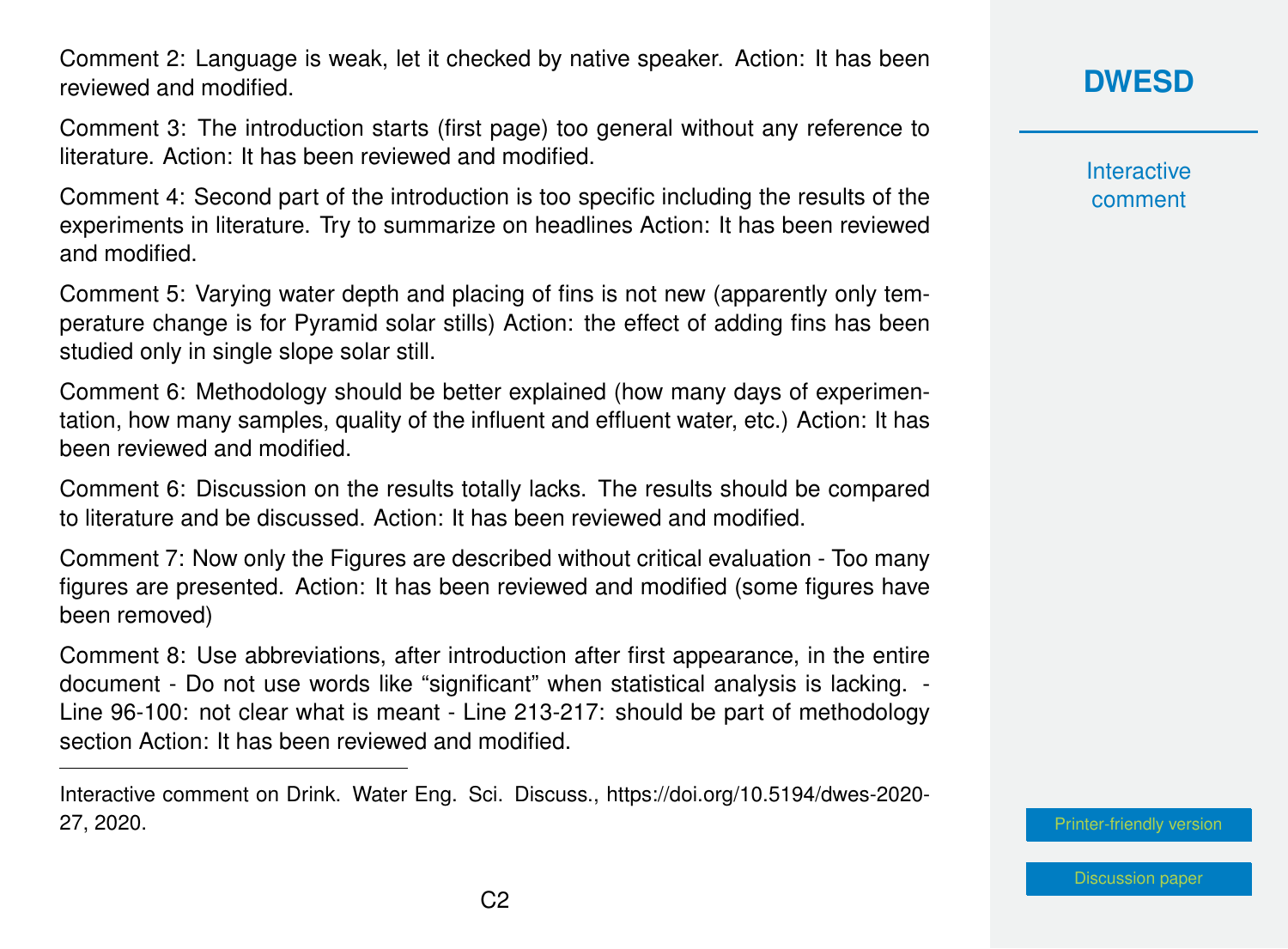Comment 2: Language is weak, let it checked by native speaker. Action: It has been reviewed and modified.

Comment 3: The introduction starts (first page) too general without any reference to literature. Action: It has been reviewed and modified.

Comment 4: Second part of the introduction is too specific including the results of the experiments in literature. Try to summarize on headlines Action: It has been reviewed and modified.

Comment 5: Varying water depth and placing of fins is not new (apparently only temperature change is for Pyramid solar stills) Action: the effect of adding fins has been studied only in single slope solar still.

Comment 6: Methodology should be better explained (how many days of experimentation, how many samples, quality of the influent and effluent water, etc.) Action: It has been reviewed and modified.

Comment 6: Discussion on the results totally lacks. The results should be compared to literature and be discussed. Action: It has been reviewed and modified.

Comment 7: Now only the Figures are described without critical evaluation - Too many figures are presented. Action: It has been reviewed and modified (some figures have been removed)

Comment 8: Use abbreviations, after introduction after first appearance, in the entire document - Do not use words like "significant" when statistical analysis is lacking. - Line 96-100: not clear what is meant - Line 213-217: should be part of methodology section Action: It has been reviewed and modified.

---

Interactive comment on Drink. Water Eng. Sci. Discuss., https://doi.org/10.5194/dwes-2020-27, 2020.